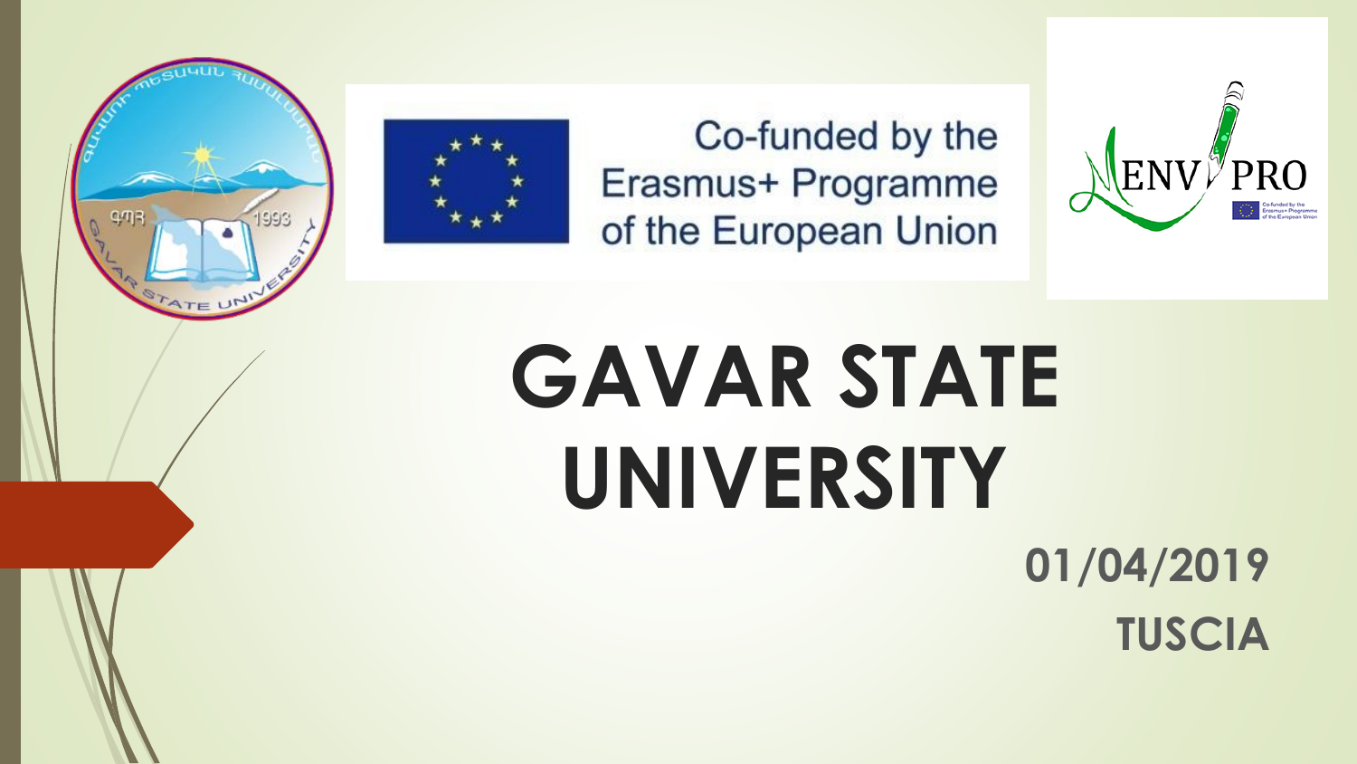Co-funded by the Erasmus+ Programme of the European Union

ENV PRO

# GAVAR STATE UNIVERSITY

**01/04/2019**

**TUSCIA**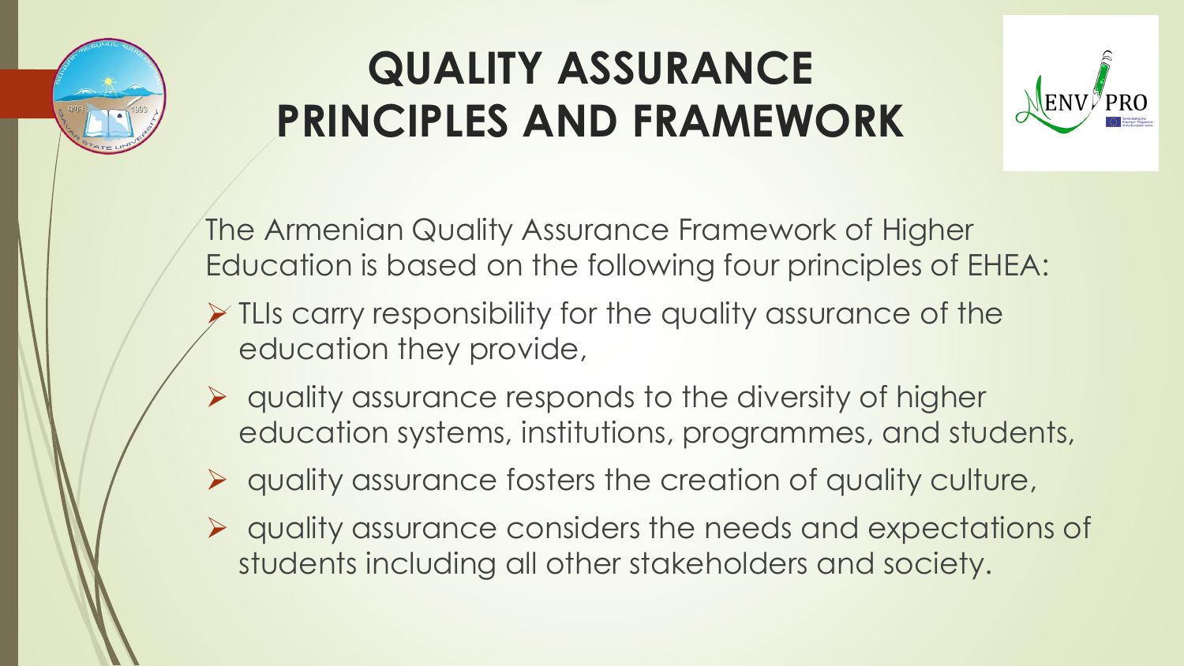# QUALITY ASSURANCE PRINCIPLES AND FRAMEWORK

The Armenian Quality Assurance Framework of Higher Education is based on the following four principles of EHEA:

- TLIs carry responsibility for the quality assurance of the education they provide,
- quality assurance responds to the diversity of higher education systems, institutions, programmes, and students,
- quality assurance fosters the creation of quality culture,
- quality assurance considers the needs and expectations of students including all other stakeholders and society.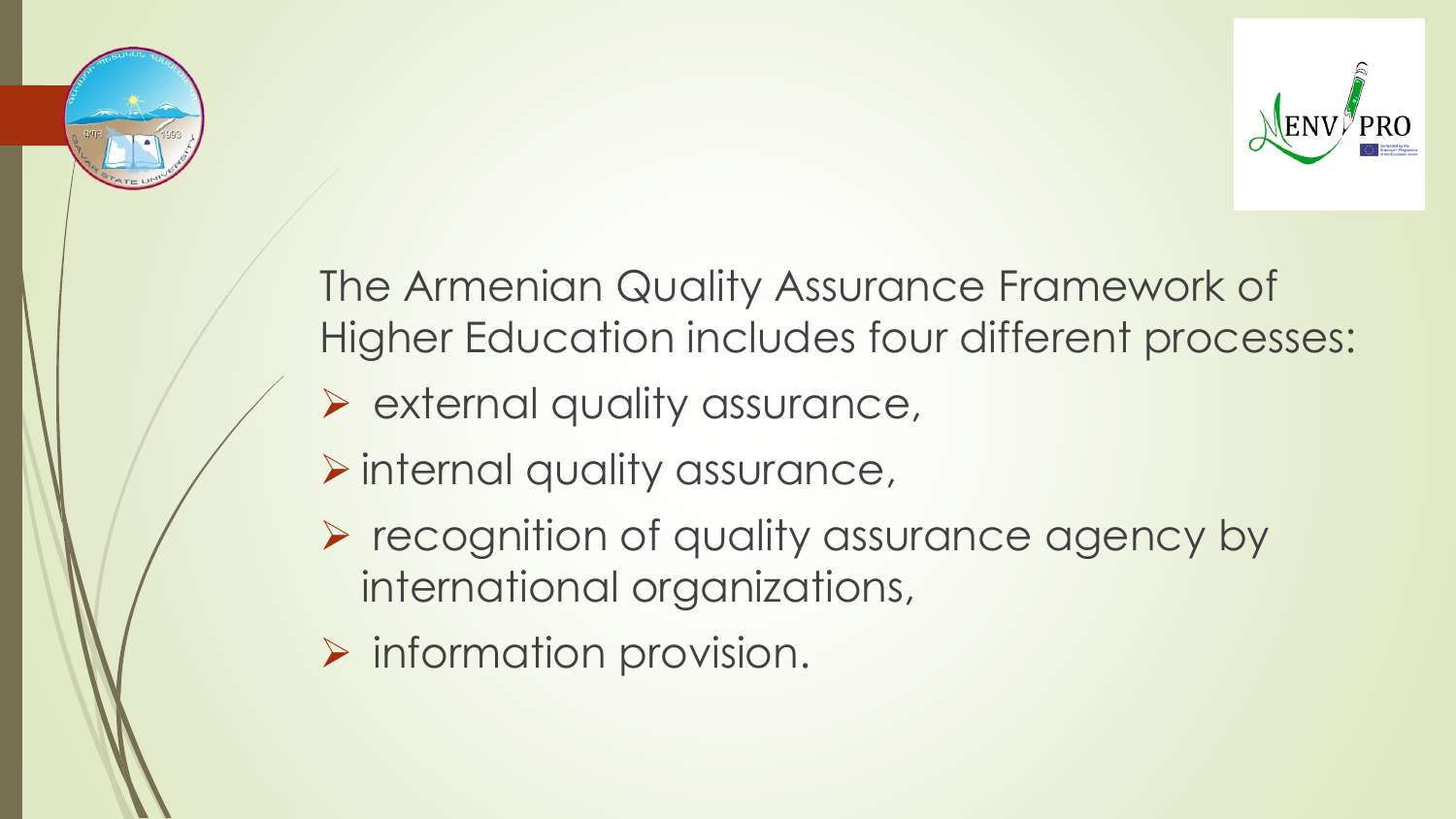The Armenian Quality Assurance Framework of Higher Education includes four different processes:

- external quality assurance,
- internal quality assurance,
- recognition of quality assurance agency by international organizations,
- information provision.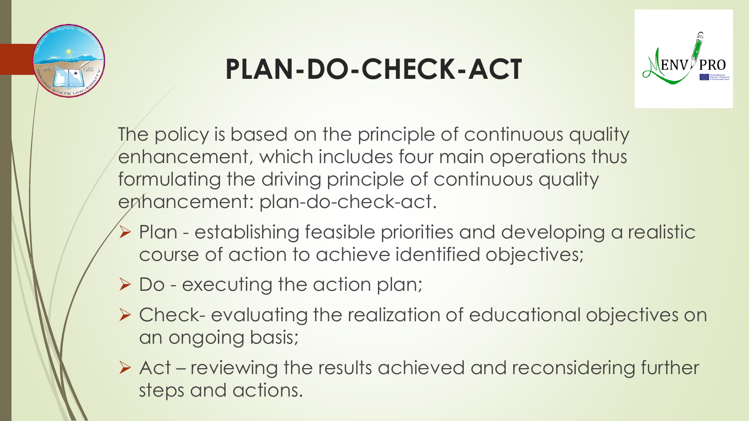# PLAN-DO-CHECK-ACT

The policy is based on the principle of continuous quality enhancement, which includes four main operations thus formulating the driving principle of continuous quality enhancement: plan-do-check-act.

- Plan - establishing feasible priorities and developing a realistic course of action to achieve identified objectives;
- Do - executing the action plan;
- Check- evaluating the realization of educational objectives on an ongoing basis;
- Act – reviewing the results achieved and reconsidering further steps and actions.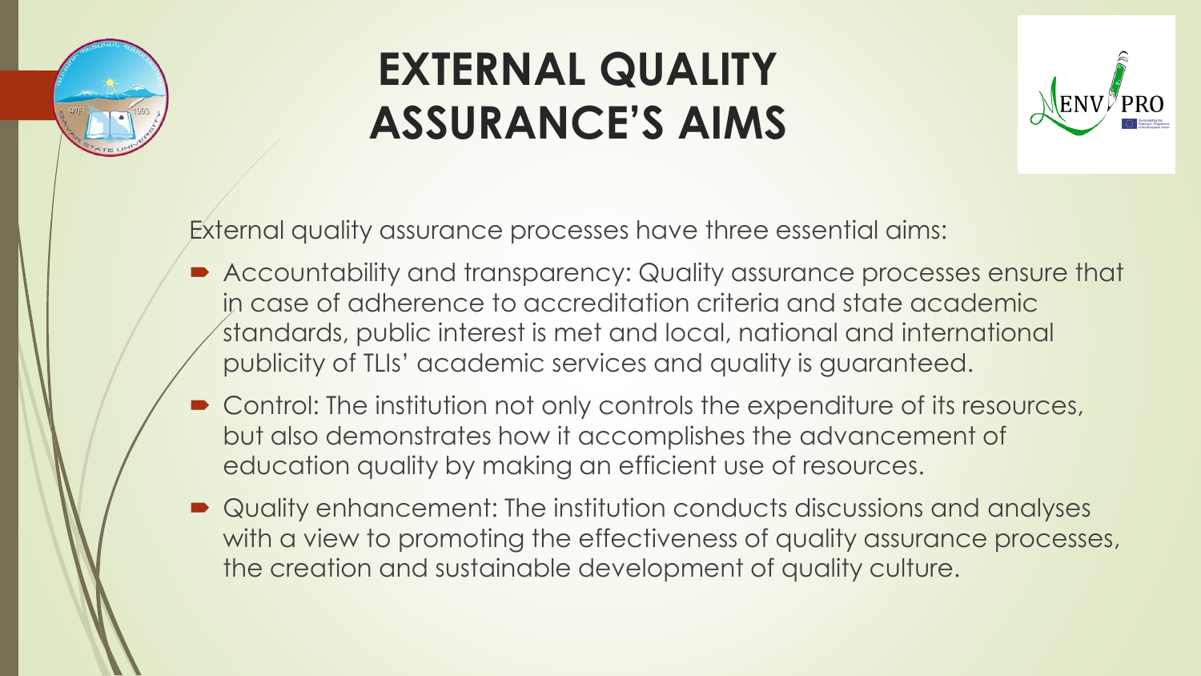# EXTERNAL QUALITY ASSURANCE'S AIMS

External quality assurance processes have three essential aims:

- Accountability and transparency: Quality assurance processes ensure that in case of adherence to accreditation criteria and state academic standards, public interest is met and local, national and international publicity of TLIs' academic services and quality is guaranteed.
- Control: The institution not only controls the expenditure of its resources, but also demonstrates how it accomplishes the advancement of education quality by making an efficient use of resources.
- Quality enhancement: The institution conducts discussions and analyses with a view to promoting the effectiveness of quality assurance processes, the creation and sustainable development of quality culture.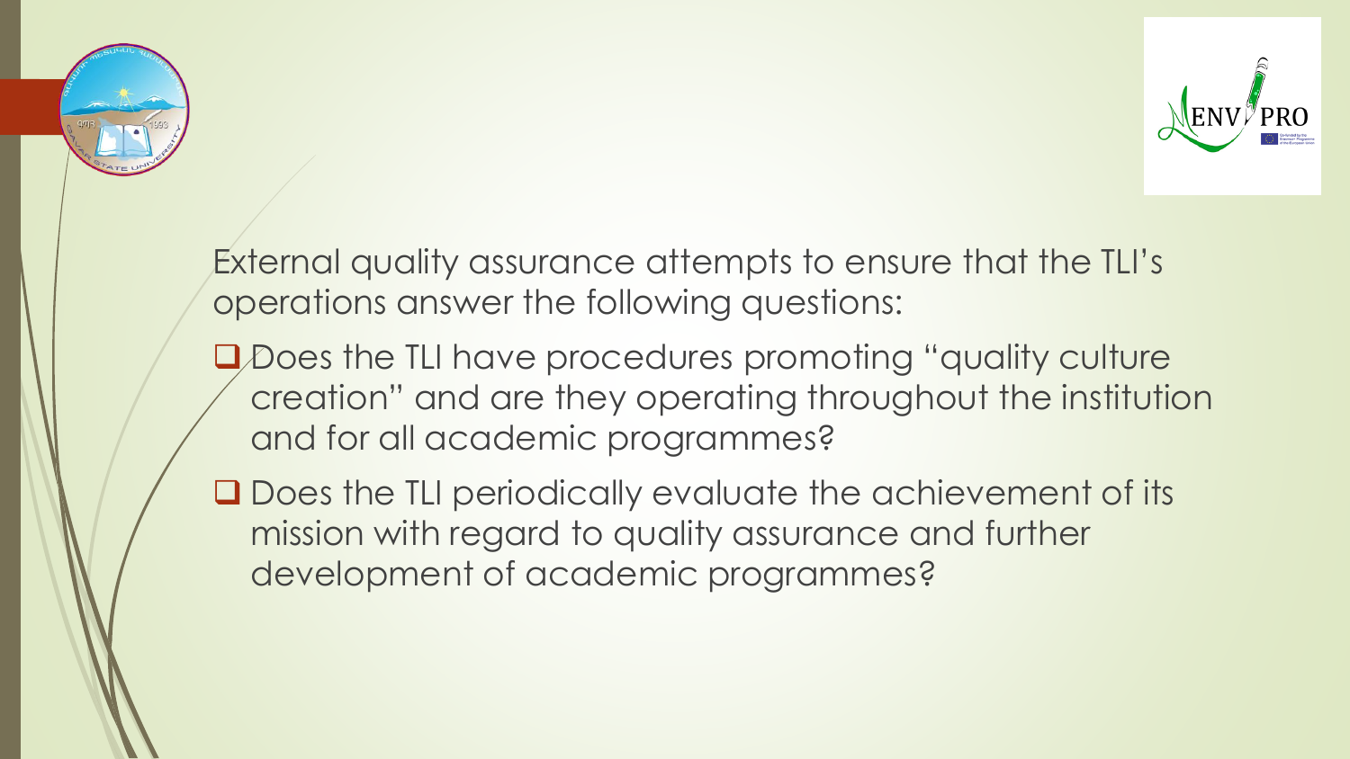External quality assurance attempts to ensure that the TLI's operations answer the following questions:

- Does the TLI have procedures promoting "quality culture creation" and are they operating throughout the institution and for all academic programmes?
- Does the TLI periodically evaluate the achievement of its mission with regard to quality assurance and further development of academic programmes?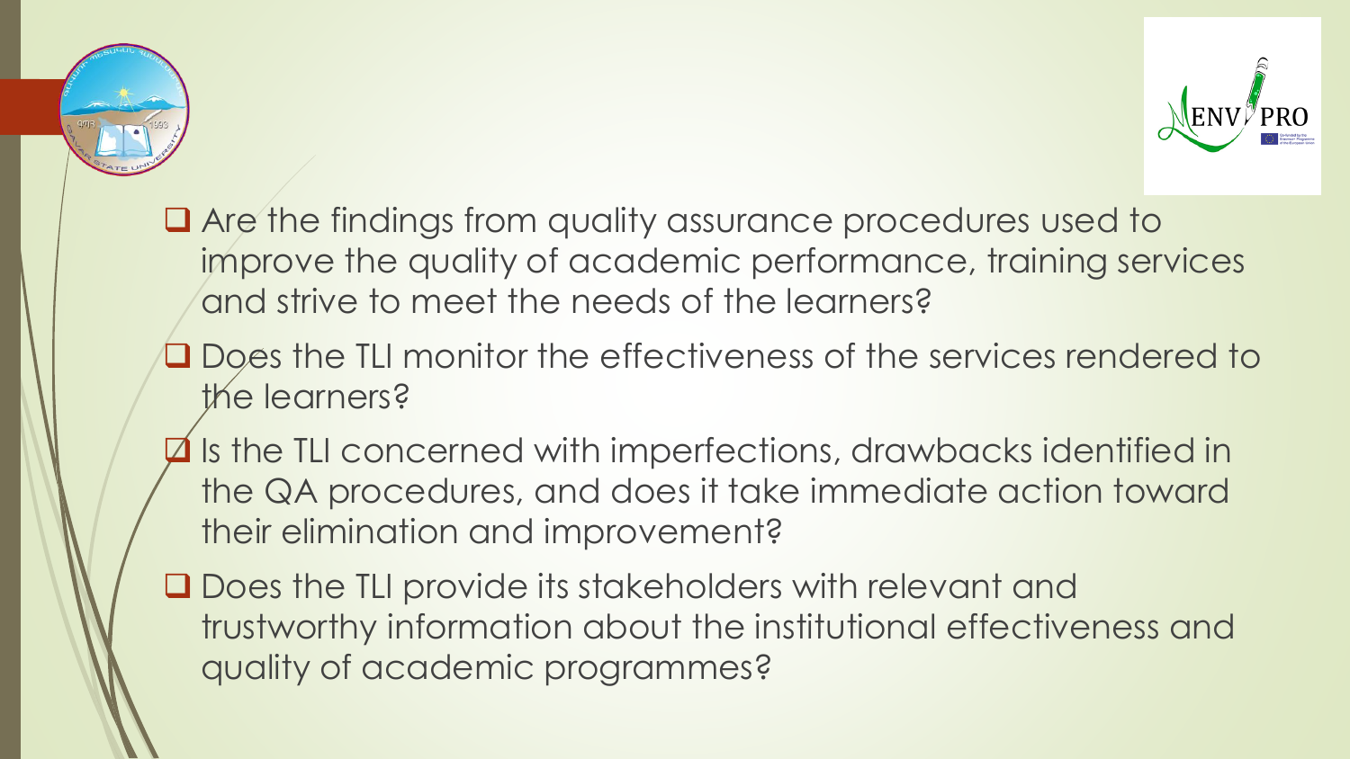- Are the findings from quality assurance procedures used to improve the quality of academic performance, training services and strive to meet the needs of the learners?
- Does the TLI monitor the effectiveness of the services rendered to the learners?
- Is the TLI concerned with imperfections, drawbacks identified in the QA procedures, and does it take immediate action toward their elimination and improvement?
- Does the TLI provide its stakeholders with relevant and trustworthy information about the institutional effectiveness and quality of academic programmes?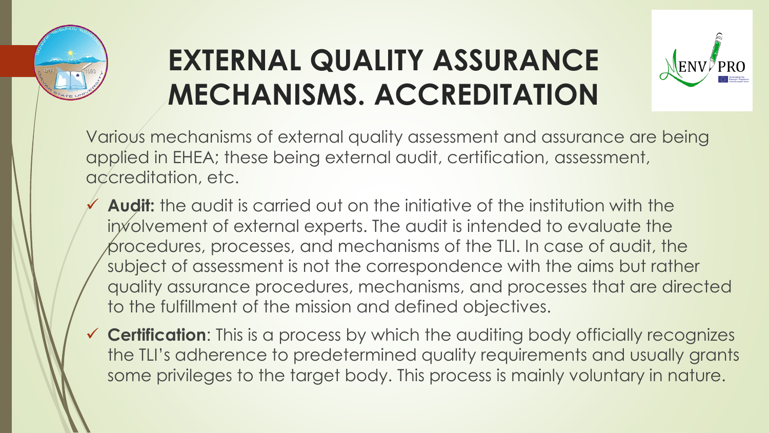# EXTERNAL QUALITY ASSURANCE MECHANISMS. ACCREDITATION

Various mechanisms of external quality assessment and assurance are being applied in EHEA; these being external audit, certification, assessment, accreditation, etc.

- **Audit:** the audit is carried out on the initiative of the institution with the involvement of external experts. The audit is intended to evaluate the procedures, processes, and mechanisms of the TLI. In case of audit, the subject of assessment is not the correspondence with the aims but rather quality assurance procedures, mechanisms, and processes that are directed to the fulfillment of the mission and defined objectives.
- **Certification**: This is a process by which the auditing body officially recognizes the TLI's adherence to predetermined quality requirements and usually grants some privileges to the target body. This process is mainly voluntary in nature.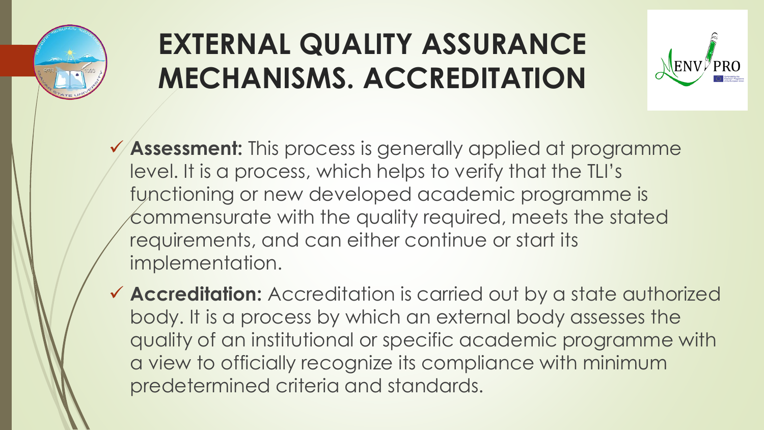# EXTERNAL QUALITY ASSURANCE MECHANISMS. ACCREDITATION

- ✓ **Assessment:** This process is generally applied at programme level. It is a process, which helps to verify that the TLI's functioning or new developed academic programme is commensurate with the quality required, meets the stated requirements, and can either continue or start its implementation.
- ✓ **Accreditation:** Accreditation is carried out by a state authorized body. It is a process by which an external body assesses the quality of an institutional or specific academic programme with a view to officially recognize its compliance with minimum predetermined criteria and standards.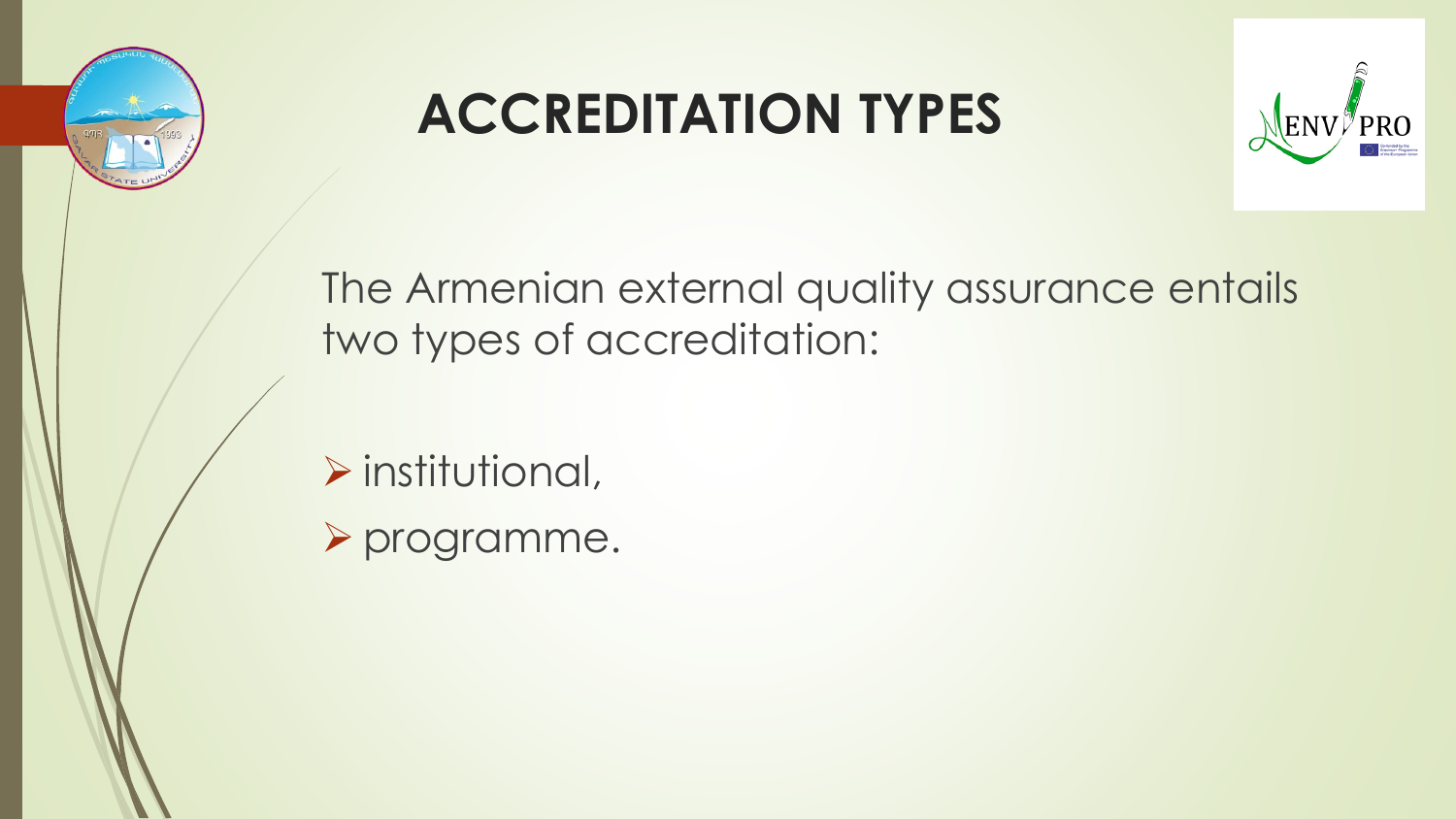# ACCREDITATION TYPES

The Armenian external quality assurance entails two types of accreditation:

- institutional,
- programme.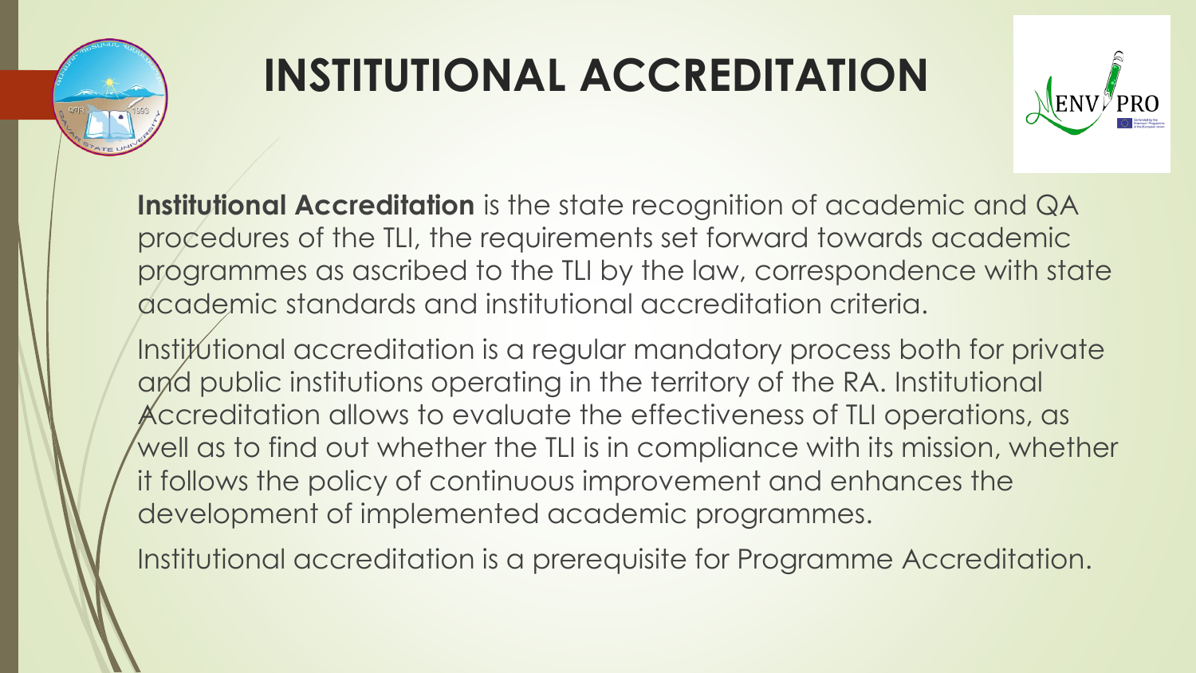# INSTITUTIONAL ACCREDITATION

**Institutional Accreditation** is the state recognition of academic and QA procedures of the TLI, the requirements set forward towards academic programmes as ascribed to the TLI by the law, correspondence with state academic standards and institutional accreditation criteria.

Institutional accreditation is a regular mandatory process both for private and public institutions operating in the territory of the RA. Institutional Accreditation allows to evaluate the effectiveness of TLI operations, as well as to find out whether the TLI is in compliance with its mission, whether it follows the policy of continuous improvement and enhances the development of implemented academic programmes.

Institutional accreditation is a prerequisite for Programme Accreditation.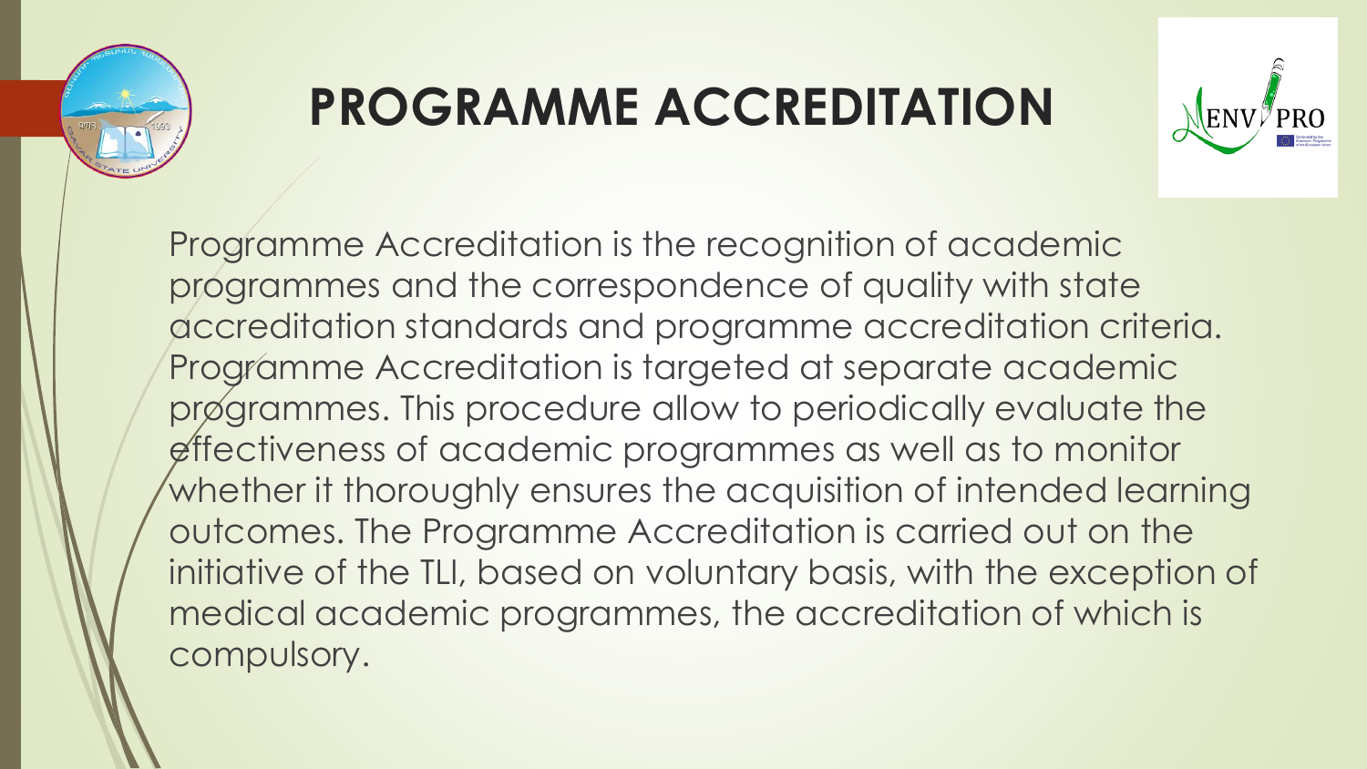# PROGRAMME ACCREDITATION

Programme Accreditation is the recognition of academic programmes and the correspondence of quality with state accreditation standards and programme accreditation criteria. Programme Accreditation is targeted at separate academic programmes. This procedure allow to periodically evaluate the effectiveness of academic programmes as well as to monitor whether it thoroughly ensures the acquisition of intended learning outcomes. The Programme Accreditation is carried out on the initiative of the TLI, based on voluntary basis, with the exception of medical academic programmes, the accreditation of which is compulsory.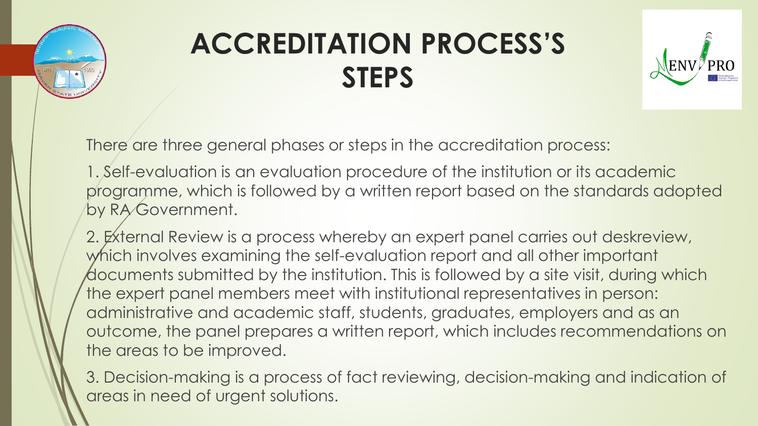# ACCREDITATION PROCESS'S STEPS

There are three general phases or steps in the accreditation process:

1. Self-evaluation is an evaluation procedure of the institution or its academic programme, which is followed by a written report based on the standards adopted by RA Government.

2. External Review is a process whereby an expert panel carries out deskreview, which involves examining the self-evaluation report and all other important documents submitted by the institution. This is followed by a site visit, during which the expert panel members meet with institutional representatives in person: administrative and academic staff, students, graduates, employers and as an outcome, the panel prepares a written report, which includes recommendations on the areas to be improved.

3. Decision-making is a process of fact reviewing, decision-making and indication of areas in need of urgent solutions.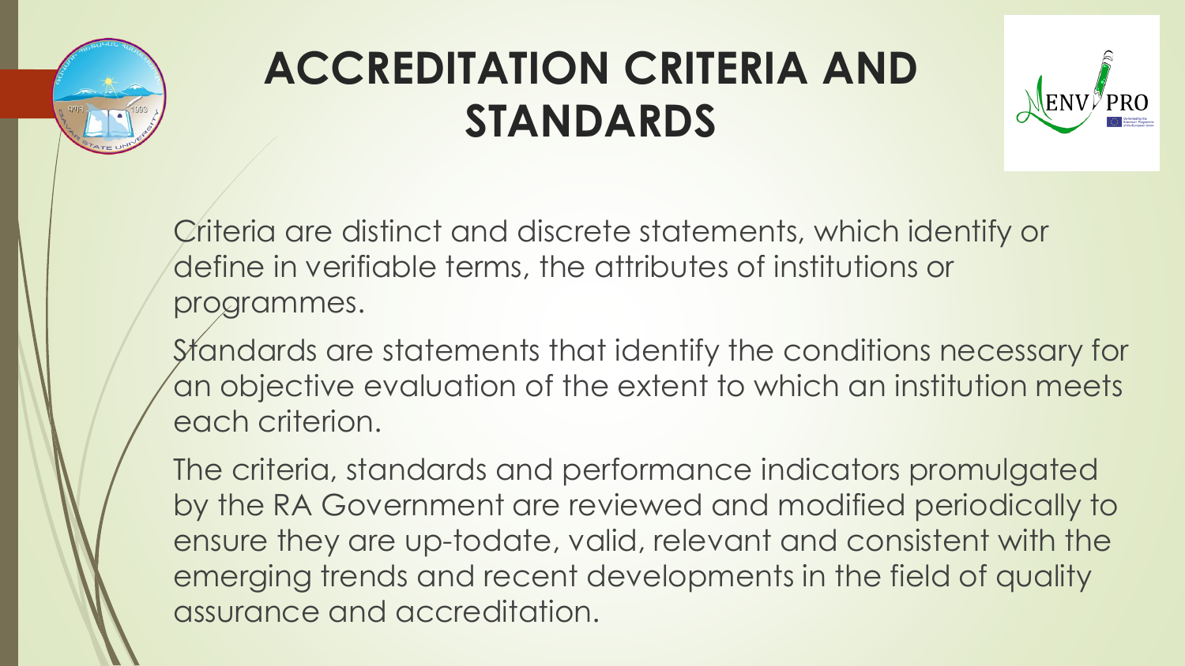# ACCREDITATION CRITERIA AND STANDARDS

Criteria are distinct and discrete statements, which identify or define in verifiable terms, the attributes of institutions or programmes.

Standards are statements that identify the conditions necessary for an objective evaluation of the extent to which an institution meets each criterion.

The criteria, standards and performance indicators promulgated by the RA Government are reviewed and modified periodically to ensure they are up-todate, valid, relevant and consistent with the emerging trends and recent developments in the field of quality assurance and accreditation.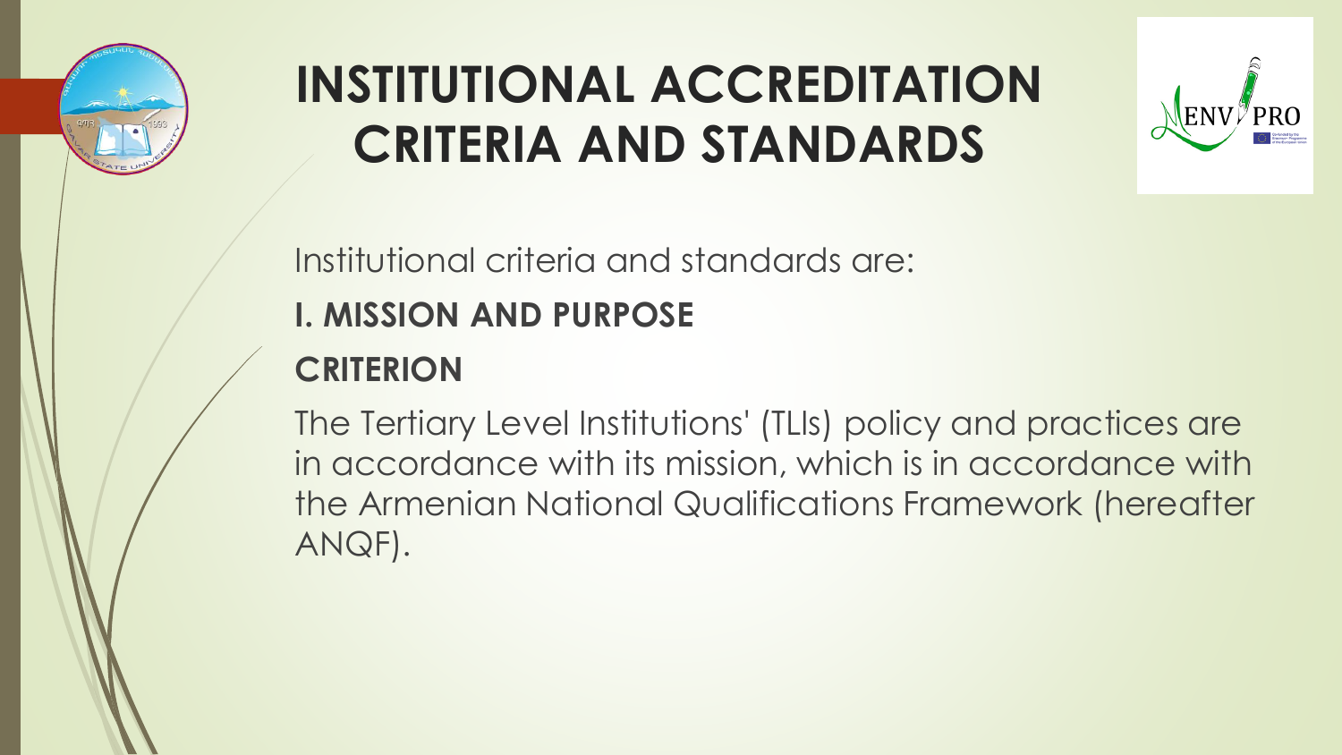# INSTITUTIONAL ACCREDITATION CRITERIA AND STANDARDS

Institutional criteria and standards are:

**I. MISSION AND PURPOSE**

**CRITERION**

The Tertiary Level Institutions' (TLIs) policy and practices are in accordance with its mission, which is in accordance with the Armenian National Qualifications Framework (hereafter ANQF).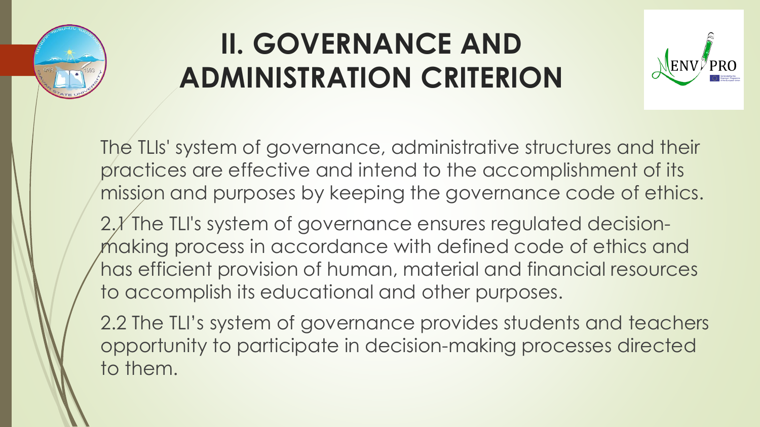# II. GOVERNANCE AND ADMINISTRATION CRITERION

The TLIs' system of governance, administrative structures and their practices are effective and intend to the accomplishment of its mission and purposes by keeping the governance code of ethics.

2.1 The TLI's system of governance ensures regulated decision-making process in accordance with defined code of ethics and has efficient provision of human, material and financial resources to accomplish its educational and other purposes.

2.2 The TLI's system of governance provides students and teachers opportunity to participate in decision-making processes directed to them.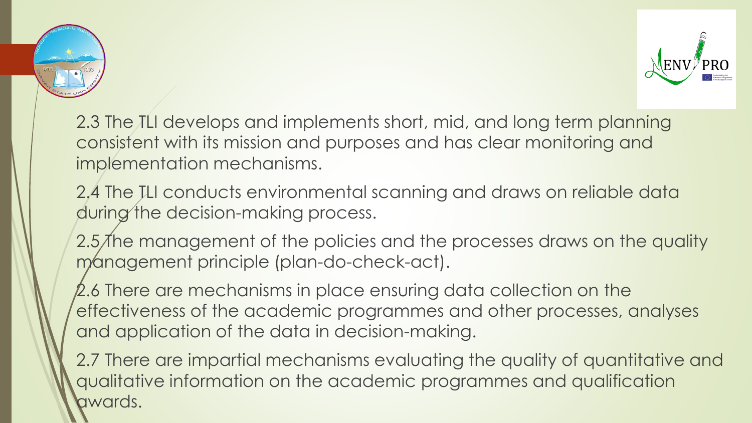2.3 The TLI develops and implements short, mid, and long term planning consistent with its mission and purposes and has clear monitoring and implementation mechanisms.

2.4 The TLI conducts environmental scanning and draws on reliable data during the decision-making process.

2.5 The management of the policies and the processes draws on the quality management principle (plan-do-check-act).

2.6 There are mechanisms in place ensuring data collection on the effectiveness of the academic programmes and other processes, analyses and application of the data in decision-making.

2.7 There are impartial mechanisms evaluating the quality of quantitative and qualitative information on the academic programmes and qualification awards.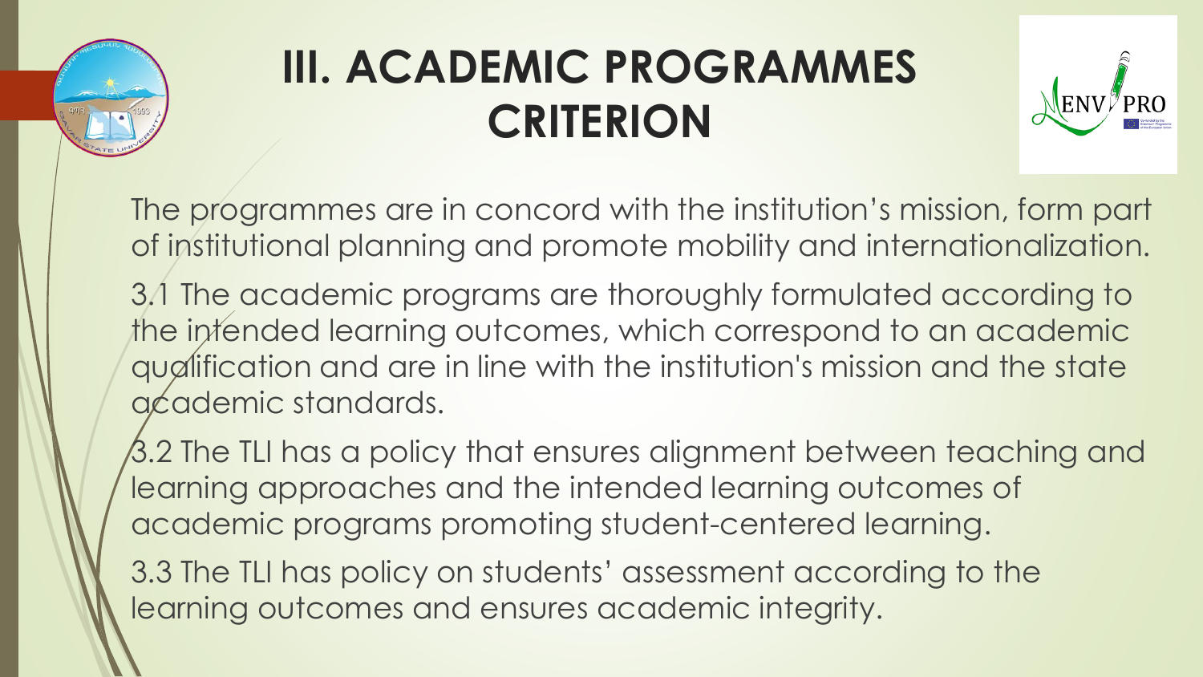# III. ACADEMIC PROGRAMMES CRITERION

The programmes are in concord with the institution's mission, form part of institutional planning and promote mobility and internationalization.

3.1 The academic programs are thoroughly formulated according to the intended learning outcomes, which correspond to an academic qualification and are in line with the institution's mission and the state academic standards.

3.2 The TLI has a policy that ensures alignment between teaching and learning approaches and the intended learning outcomes of academic programs promoting student-centered learning.

3.3 The TLI has policy on students' assessment according to the learning outcomes and ensures academic integrity.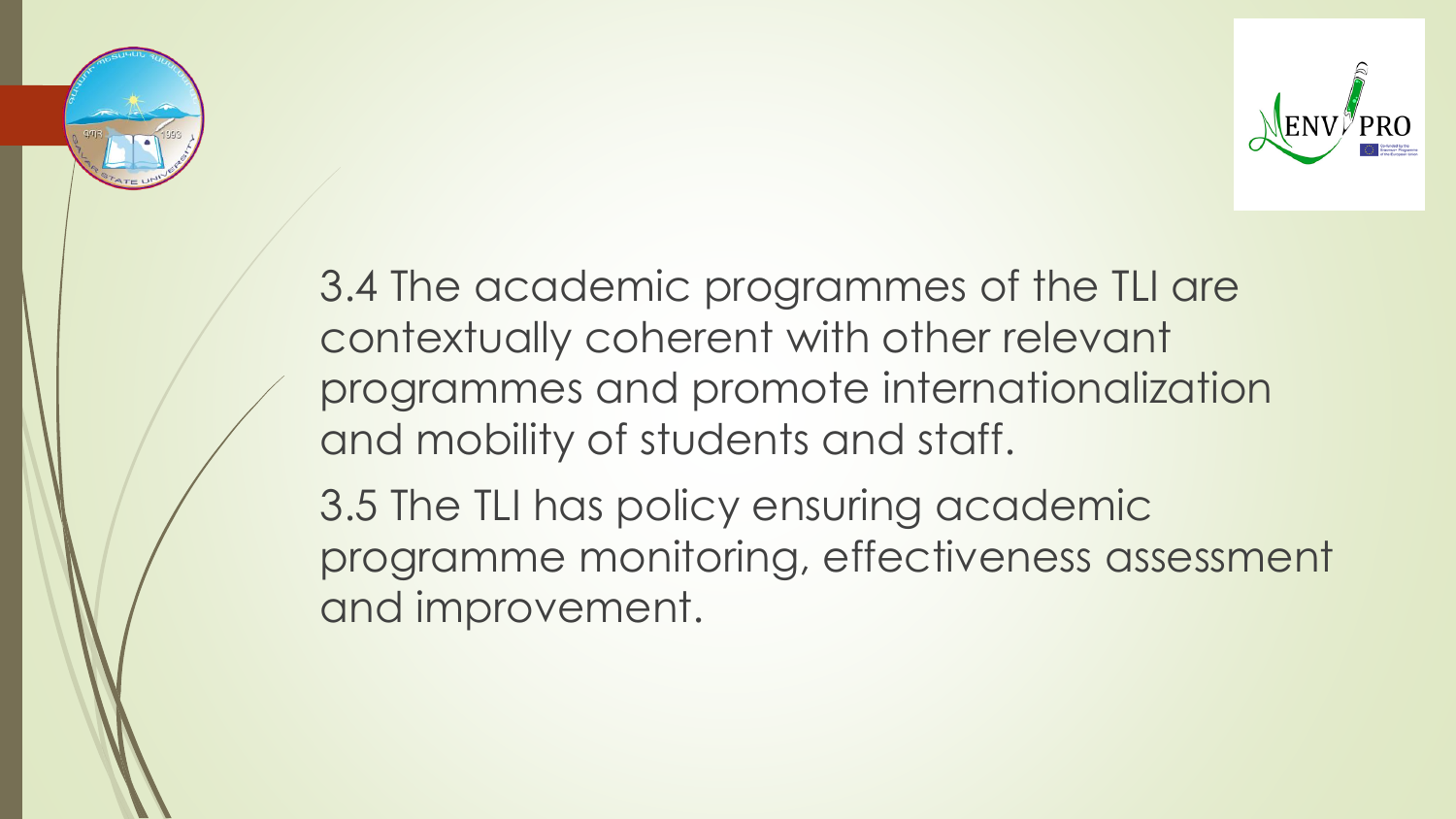3.4 The academic programmes of the TLI are contextually coherent with other relevant programmes and promote internationalization and mobility of students and staff.

3.5 The TLI has policy ensuring academic programme monitoring, effectiveness assessment and improvement.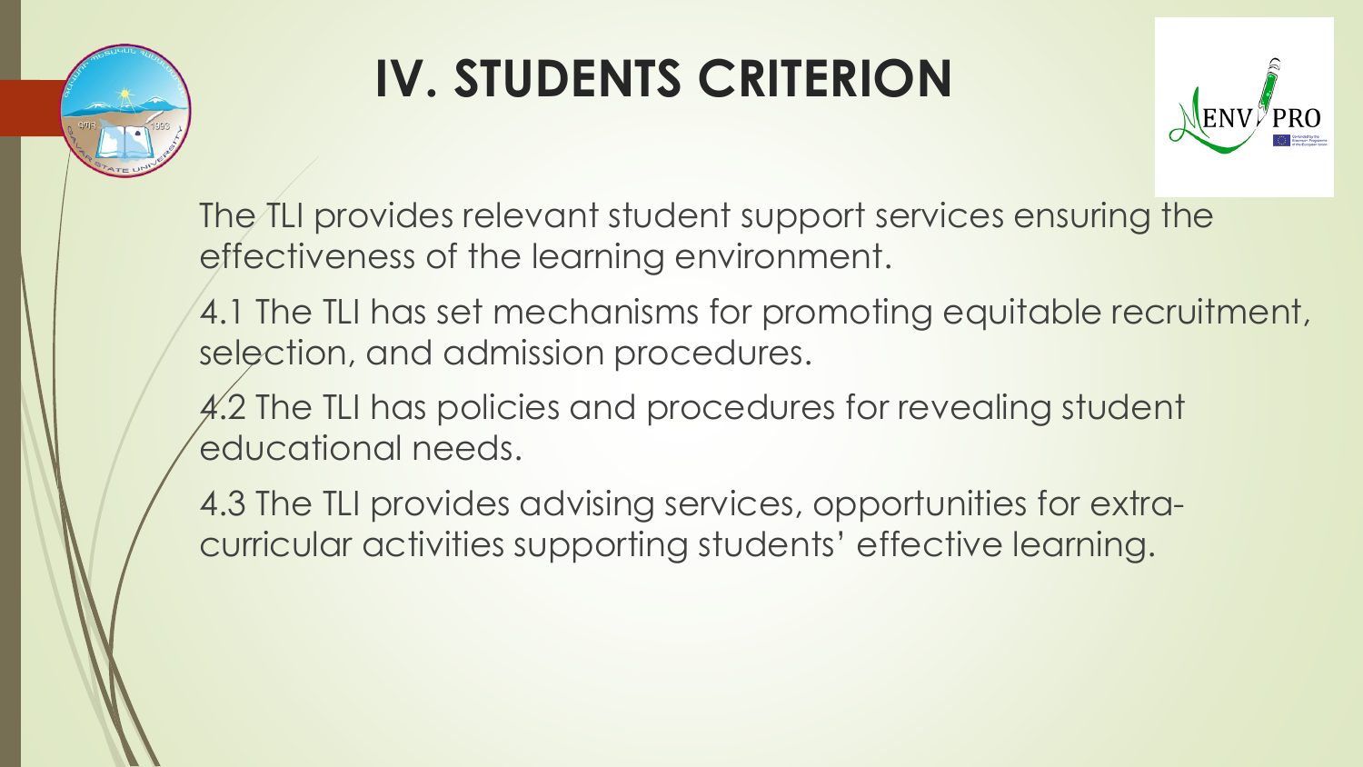# IV. STUDENTS CRITERION

The TLI provides relevant student support services ensuring the effectiveness of the learning environment.

4.1 The TLI has set mechanisms for promoting equitable recruitment, selection, and admission procedures.

4.2 The TLI has policies and procedures for revealing student educational needs.

4.3 The TLI provides advising services, opportunities for extra-curricular activities supporting students' effective learning.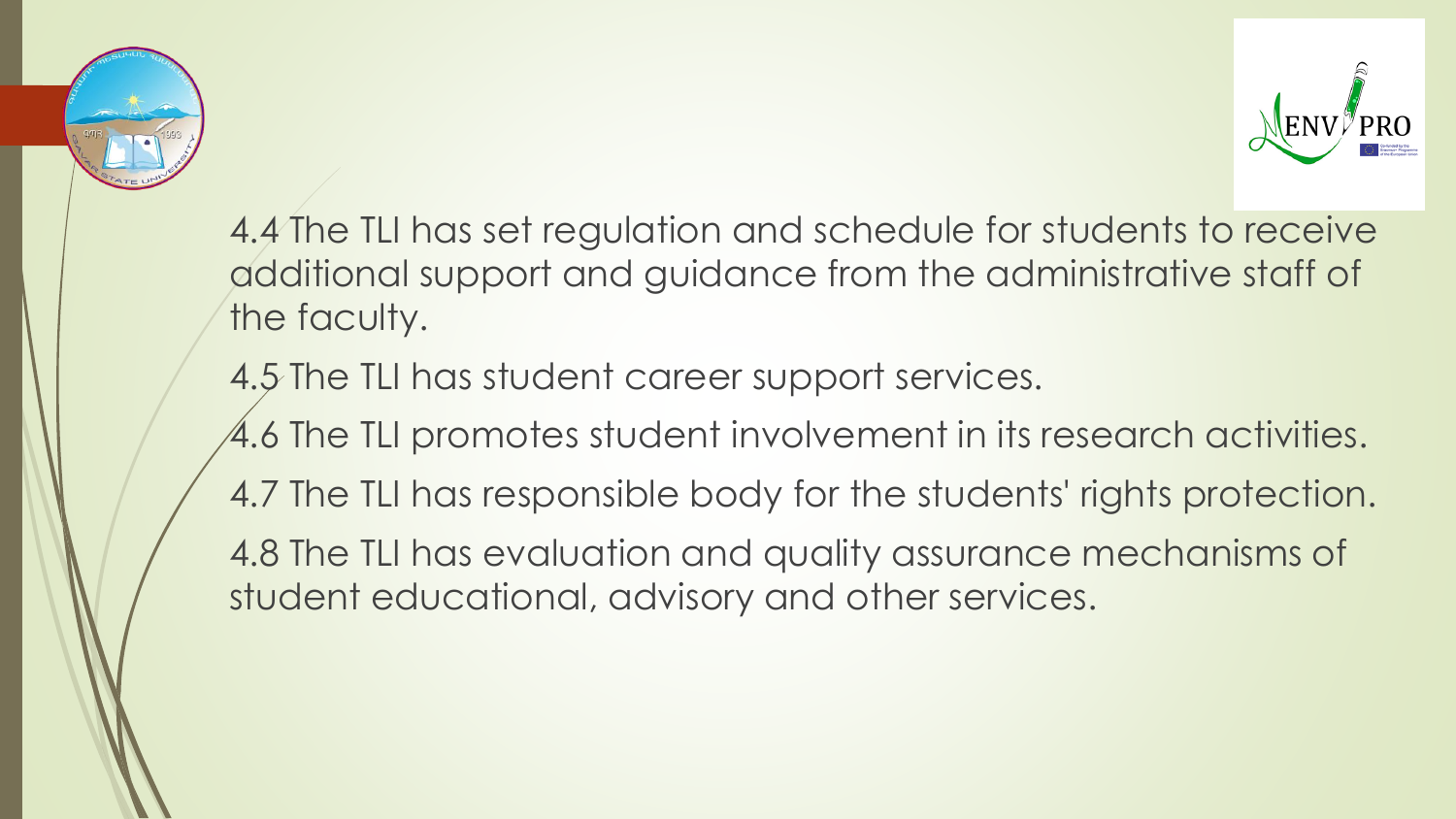4.4 The TLI has set regulation and schedule for students to receive additional support and guidance from the administrative staff of the faculty.

4.5 The TLI has student career support services.

4.6 The TLI promotes student involvement in its research activities.

4.7 The TLI has responsible body for the students' rights protection.

4.8 The TLI has evaluation and quality assurance mechanisms of student educational, advisory and other services.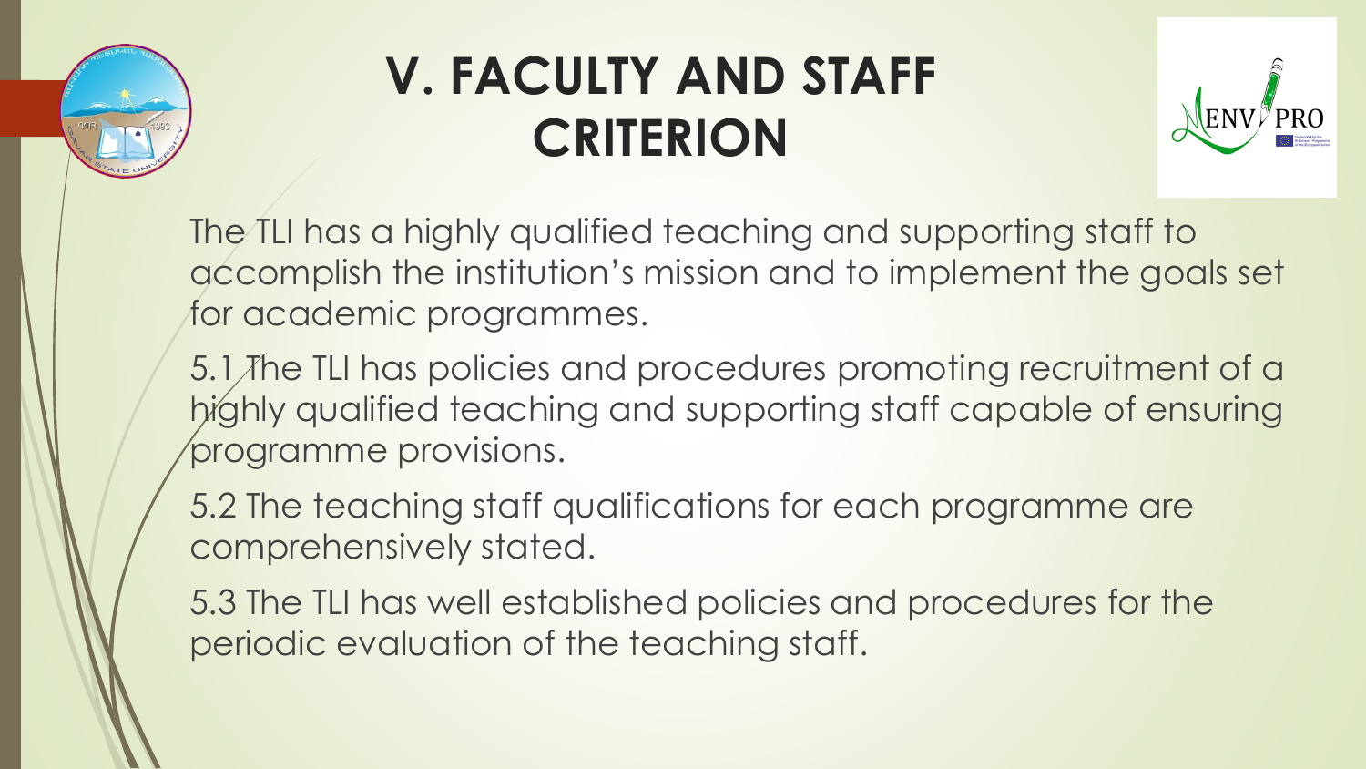# V. FACULTY AND STAFF CRITERION

The TLI has a highly qualified teaching and supporting staff to accomplish the institution's mission and to implement the goals set for academic programmes.

5.1 The TLI has policies and procedures promoting recruitment of a highly qualified teaching and supporting staff capable of ensuring programme provisions.

5.2 The teaching staff qualifications for each programme are comprehensively stated.

5.3 The TLI has well established policies and procedures for the periodic evaluation of the teaching staff.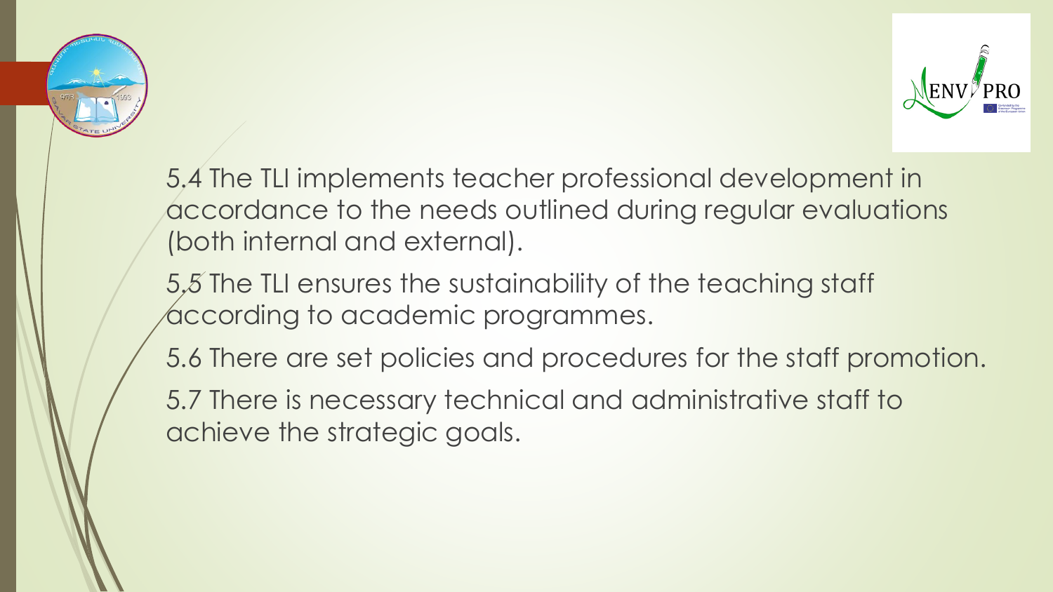5.4 The TLI implements teacher professional development in accordance to the needs outlined during regular evaluations (both internal and external).

5.5 The TLI ensures the sustainability of the teaching staff according to academic programmes.

5.6 There are set policies and procedures for the staff promotion.

5.7 There is necessary technical and administrative staff to achieve the strategic goals.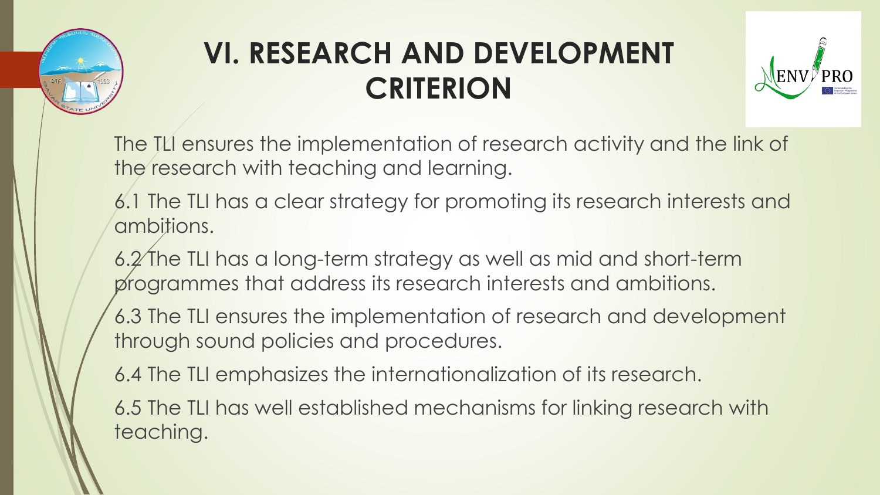# VI. RESEARCH AND DEVELOPMENT CRITERION

The TLI ensures the implementation of research activity and the link of the research with teaching and learning.

6.1 The TLI has a clear strategy for promoting its research interests and ambitions.

6.2 The TLI has a long-term strategy as well as mid and short-term programmes that address its research interests and ambitions.

6.3 The TLI ensures the implementation of research and development through sound policies and procedures.

6.4 The TLI emphasizes the internationalization of its research.

6.5 The TLI has well established mechanisms for linking research with teaching.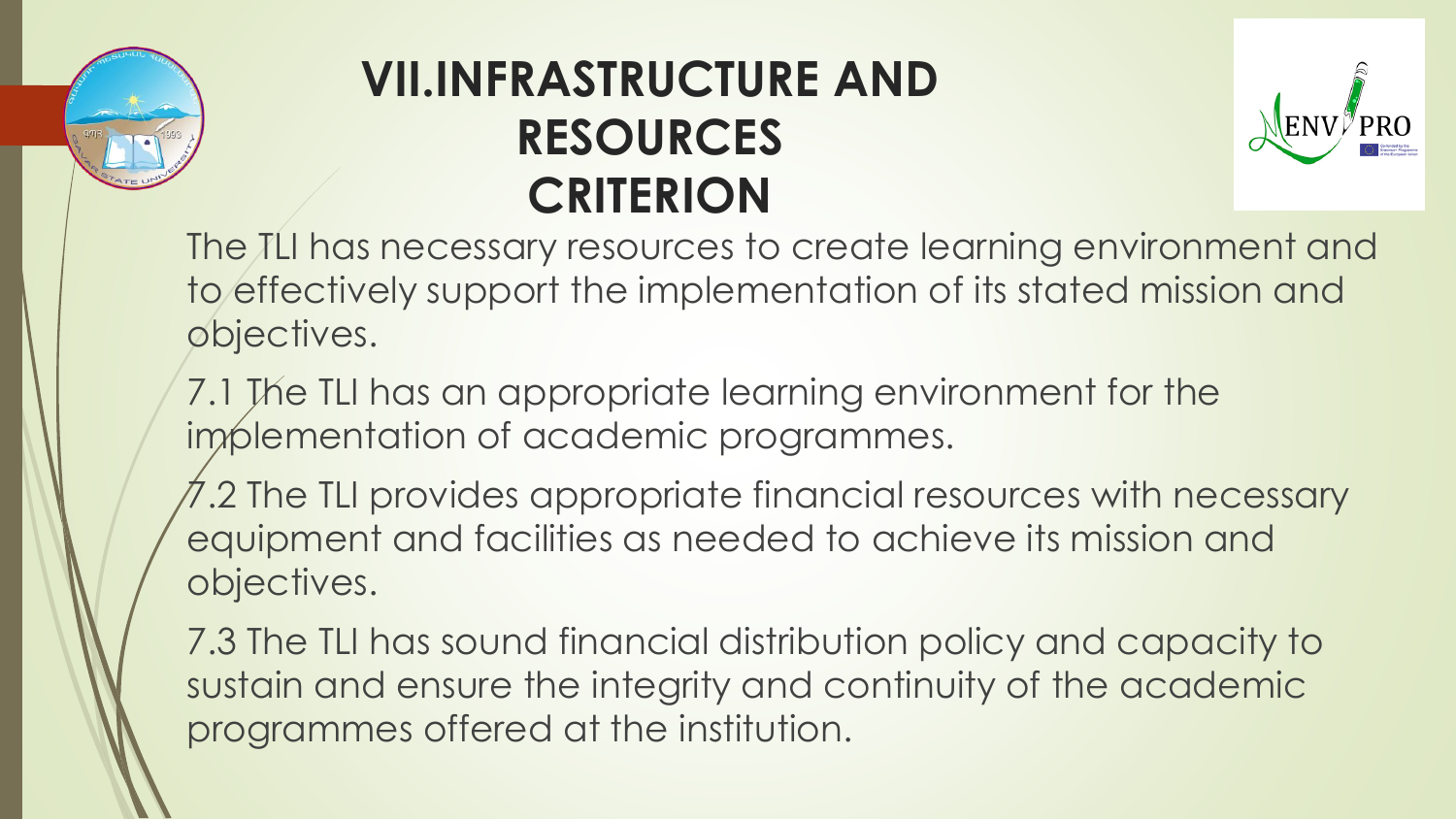# VII.INFRASTRUCTURE AND RESOURCES CRITERION

The TLI has necessary resources to create learning environment and to effectively support the implementation of its stated mission and objectives.

7.1 The TLI has an appropriate learning environment for the implementation of academic programmes.

7.2 The TLI provides appropriate financial resources with necessary equipment and facilities as needed to achieve its mission and objectives.

7.3 The TLI has sound financial distribution policy and capacity to sustain and ensure the integrity and continuity of the academic programmes offered at the institution.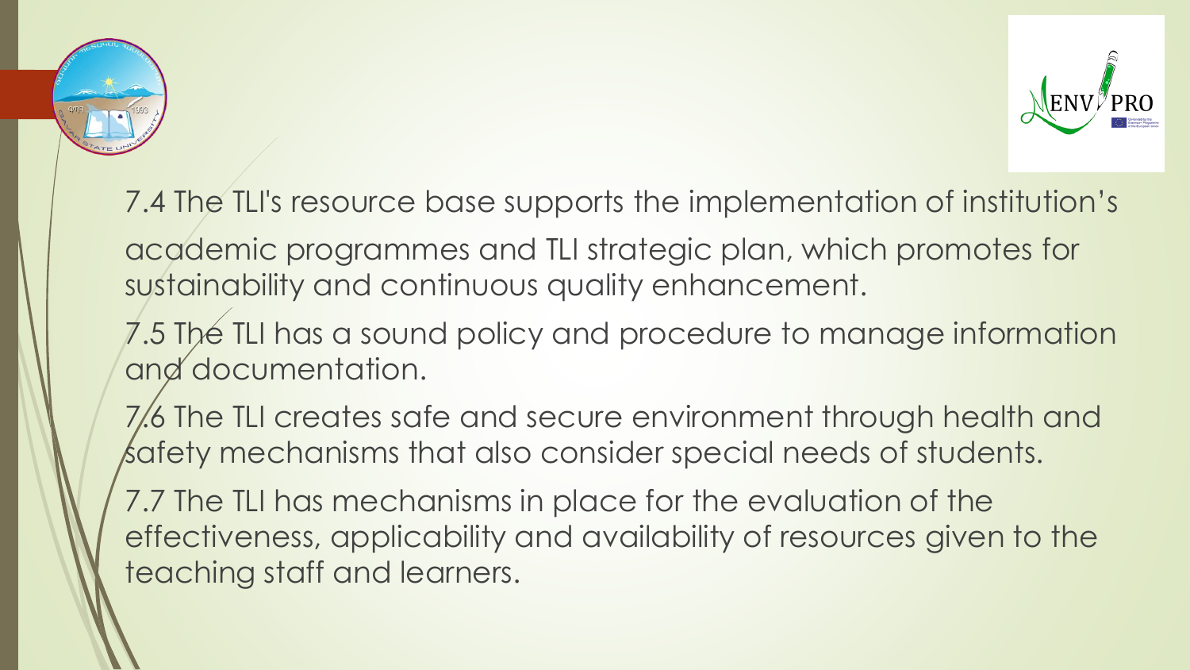7.4 The TLI's resource base supports the implementation of institution's academic programmes and TLI strategic plan, which promotes for sustainability and continuous quality enhancement.

7.5 The TLI has a sound policy and procedure to manage information and documentation.

7.6 The TLI creates safe and secure environment through health and safety mechanisms that also consider special needs of students.

7.7 The TLI has mechanisms in place for the evaluation of the effectiveness, applicability and availability of resources given to the teaching staff and learners.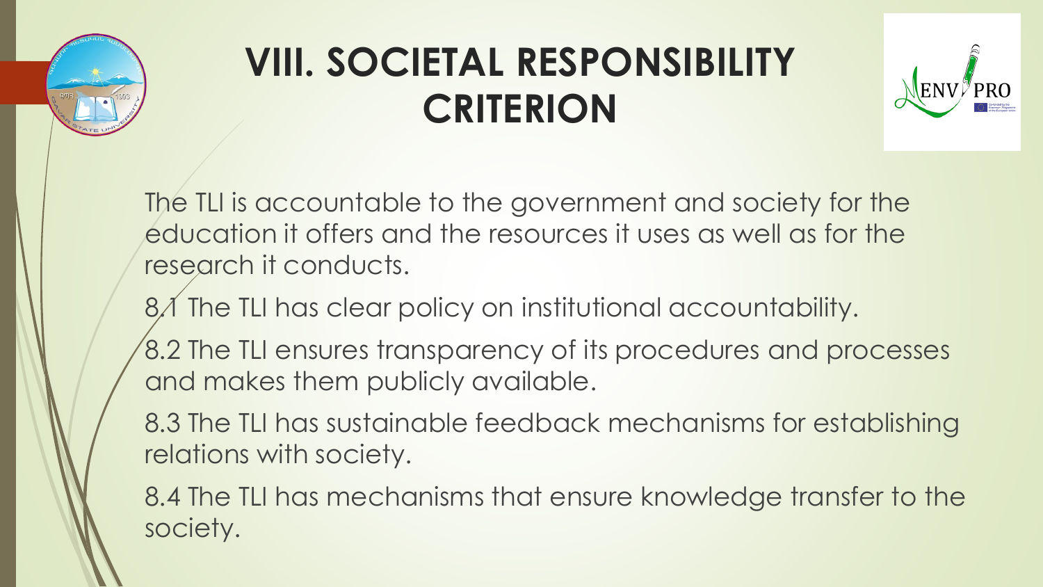# VIII. SOCIETAL RESPONSIBILITY CRITERION

The TLI is accountable to the government and society for the education it offers and the resources it uses as well as for the research it conducts.

8.1 The TLI has clear policy on institutional accountability.

8.2 The TLI ensures transparency of its procedures and processes and makes them publicly available.

8.3 The TLI has sustainable feedback mechanisms for establishing relations with society.

8.4 The TLI has mechanisms that ensure knowledge transfer to the society.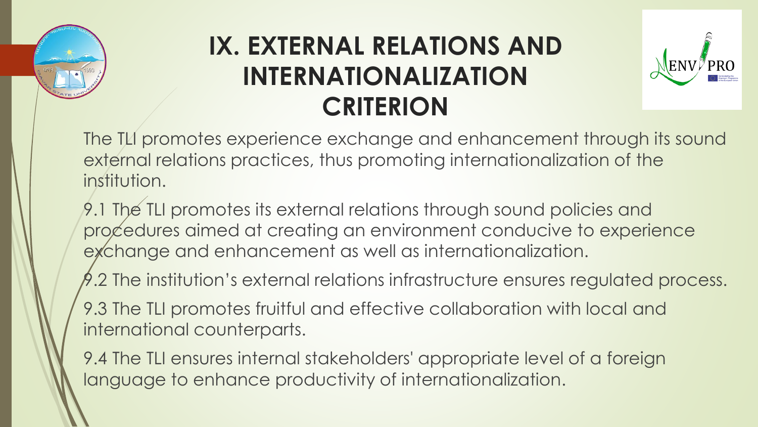# IX. EXTERNAL RELATIONS AND INTERNATIONALIZATION CRITERION

The TLI promotes experience exchange and enhancement through its sound external relations practices, thus promoting internationalization of the institution.

9.1 The TLI promotes its external relations through sound policies and procedures aimed at creating an environment conducive to experience exchange and enhancement as well as internationalization.

9.2 The institution's external relations infrastructure ensures regulated process.

9.3 The TLI promotes fruitful and effective collaboration with local and international counterparts.

9.4 The TLI ensures internal stakeholders' appropriate level of a foreign language to enhance productivity of internationalization.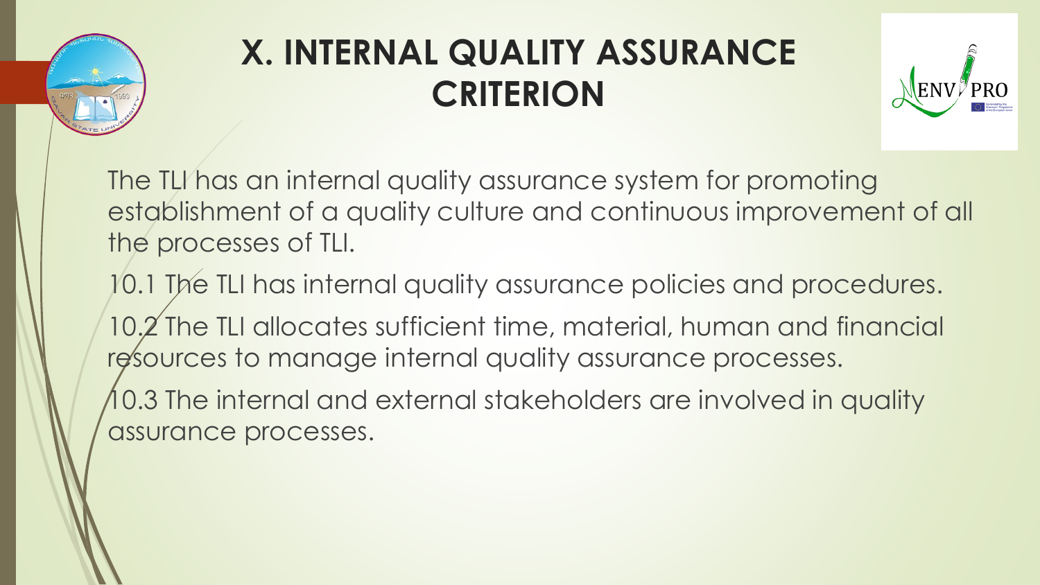# X. INTERNAL QUALITY ASSURANCE CRITERION

The TLI has an internal quality assurance system for promoting establishment of a quality culture and continuous improvement of all the processes of TLI.

10.1 The TLI has internal quality assurance policies and procedures.

10.2 The TLI allocates sufficient time, material, human and financial resources to manage internal quality assurance processes.

10.3 The internal and external stakeholders are involved in quality assurance processes.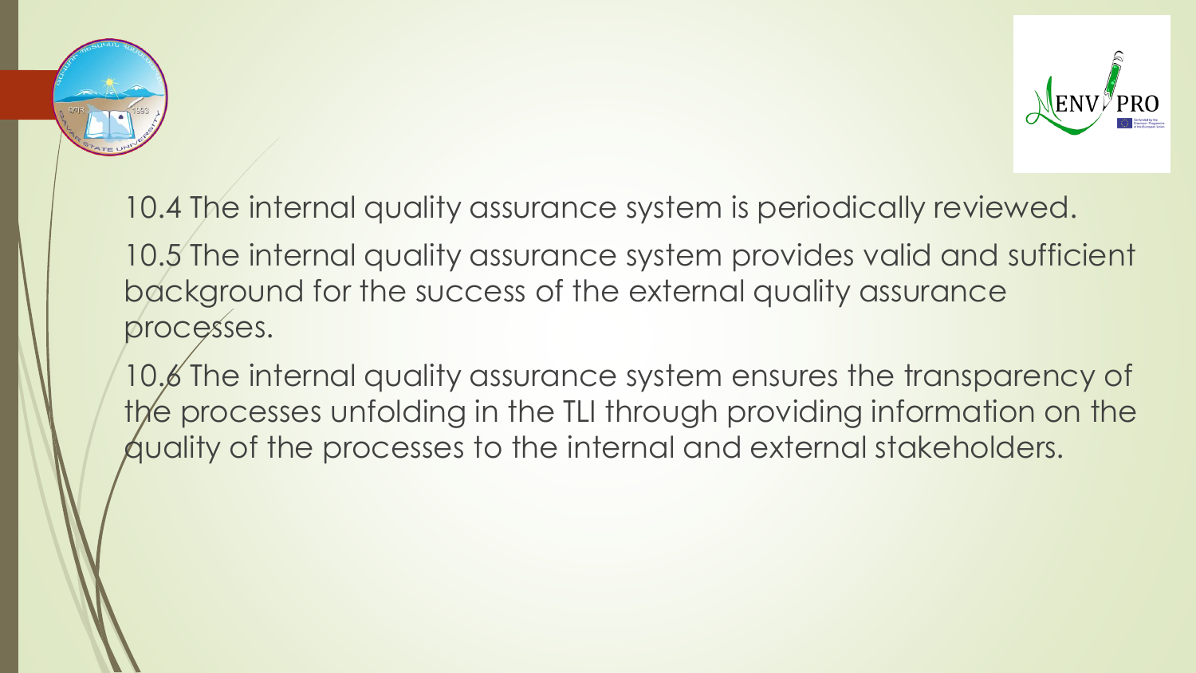10.4 The internal quality assurance system is periodically reviewed.

10.5 The internal quality assurance system provides valid and sufficient background for the success of the external quality assurance processes.

10.6 The internal quality assurance system ensures the transparency of the processes unfolding in the TLI through providing information on the quality of the processes to the internal and external stakeholders.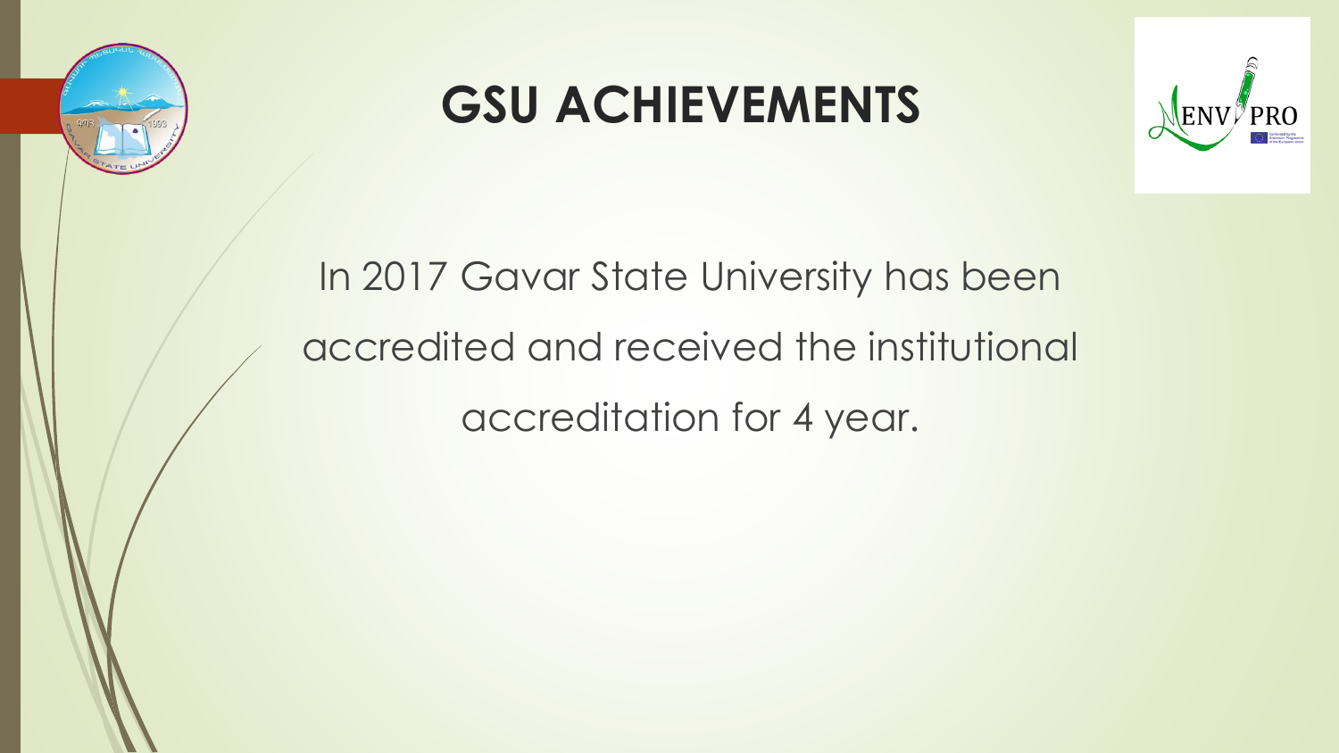# GSU ACHIEVEMENTS

In 2017 Gavar State University has been accredited and received the institutional accreditation for 4 year.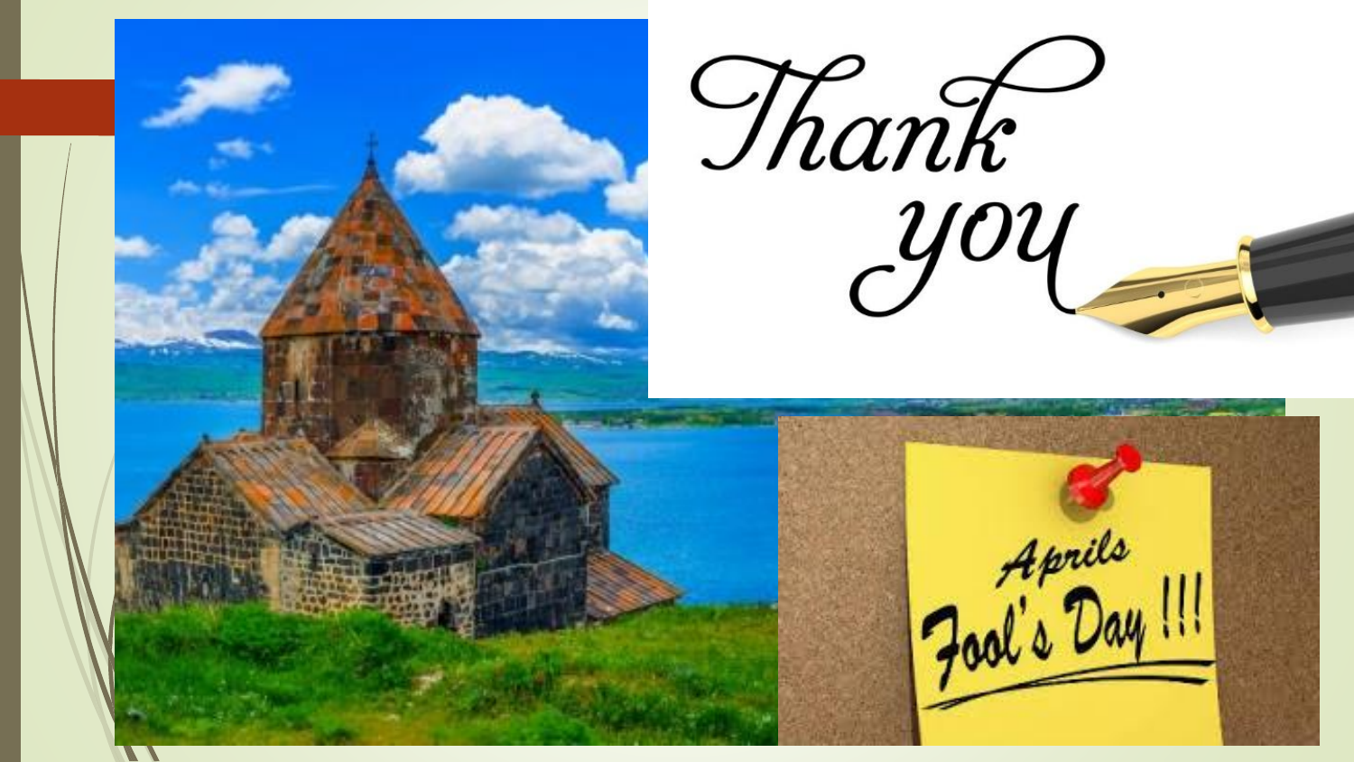Thank you

Aprils Fool's Day !!!